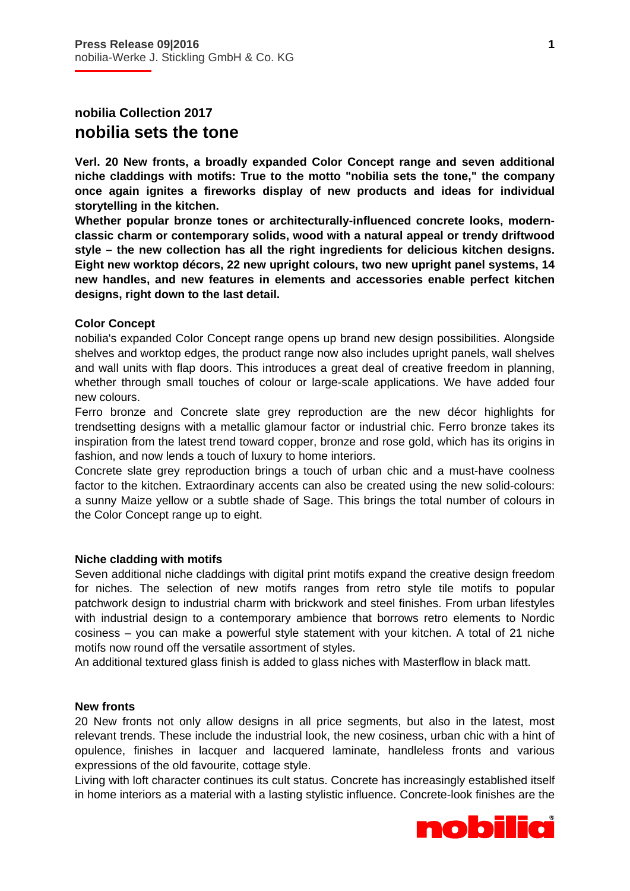**Press Release 09|2016**
nobilia-Werke J. Stickling GmbH & Co. KG

## nobilia Collection 2017

# nobilia sets the tone

**Verl. 20 New fronts, a broadly expanded Color Concept range and seven additional niche claddings with motifs: True to the motto "nobilia sets the tone," the company once again ignites a fireworks display of new products and ideas for individual storytelling in the kitchen.**

**Whether popular bronze tones or architecturally-influenced concrete looks, modern-classic charm or contemporary solids, wood with a natural appeal or trendy driftwood style – the new collection has all the right ingredients for delicious kitchen designs. Eight new worktop décors, 22 new upright colours, two new upright panel systems, 14 new handles, and new features in elements and accessories enable perfect kitchen designs, right down to the last detail.**

### Color Concept

nobilia's expanded Color Concept range opens up brand new design possibilities. Alongside shelves and worktop edges, the product range now also includes upright panels, wall shelves and wall units with flap doors. This introduces a great deal of creative freedom in planning, whether through small touches of colour or large-scale applications. We have added four new colours.

Ferro bronze and Concrete slate grey reproduction are the new décor highlights for trendsetting designs with a metallic glamour factor or industrial chic. Ferro bronze takes its inspiration from the latest trend toward copper, bronze and rose gold, which has its origins in fashion, and now lends a touch of luxury to home interiors.

Concrete slate grey reproduction brings a touch of urban chic and a must-have coolness factor to the kitchen. Extraordinary accents can also be created using the new solid-colours: a sunny Maize yellow or a subtle shade of Sage. This brings the total number of colours in the Color Concept range up to eight.

### Niche cladding with motifs

Seven additional niche claddings with digital print motifs expand the creative design freedom for niches. The selection of new motifs ranges from retro style tile motifs to popular patchwork design to industrial charm with brickwork and steel finishes. From urban lifestyles with industrial design to a contemporary ambience that borrows retro elements to Nordic cosiness – you can make a powerful style statement with your kitchen. A total of 21 niche motifs now round off the versatile assortment of styles.

An additional textured glass finish is added to glass niches with Masterflow in black matt.

### New fronts

20 New fronts not only allow designs in all price segments, but also in the latest, most relevant trends. These include the industrial look, the new cosiness, urban chic with a hint of opulence, finishes in lacquer and lacquered laminate, handleless fronts and various expressions of the old favourite, cottage style.

Living with loft character continues its cult status. Concrete has increasingly established itself in home interiors as a material with a lasting stylistic influence. Concrete-look finishes are the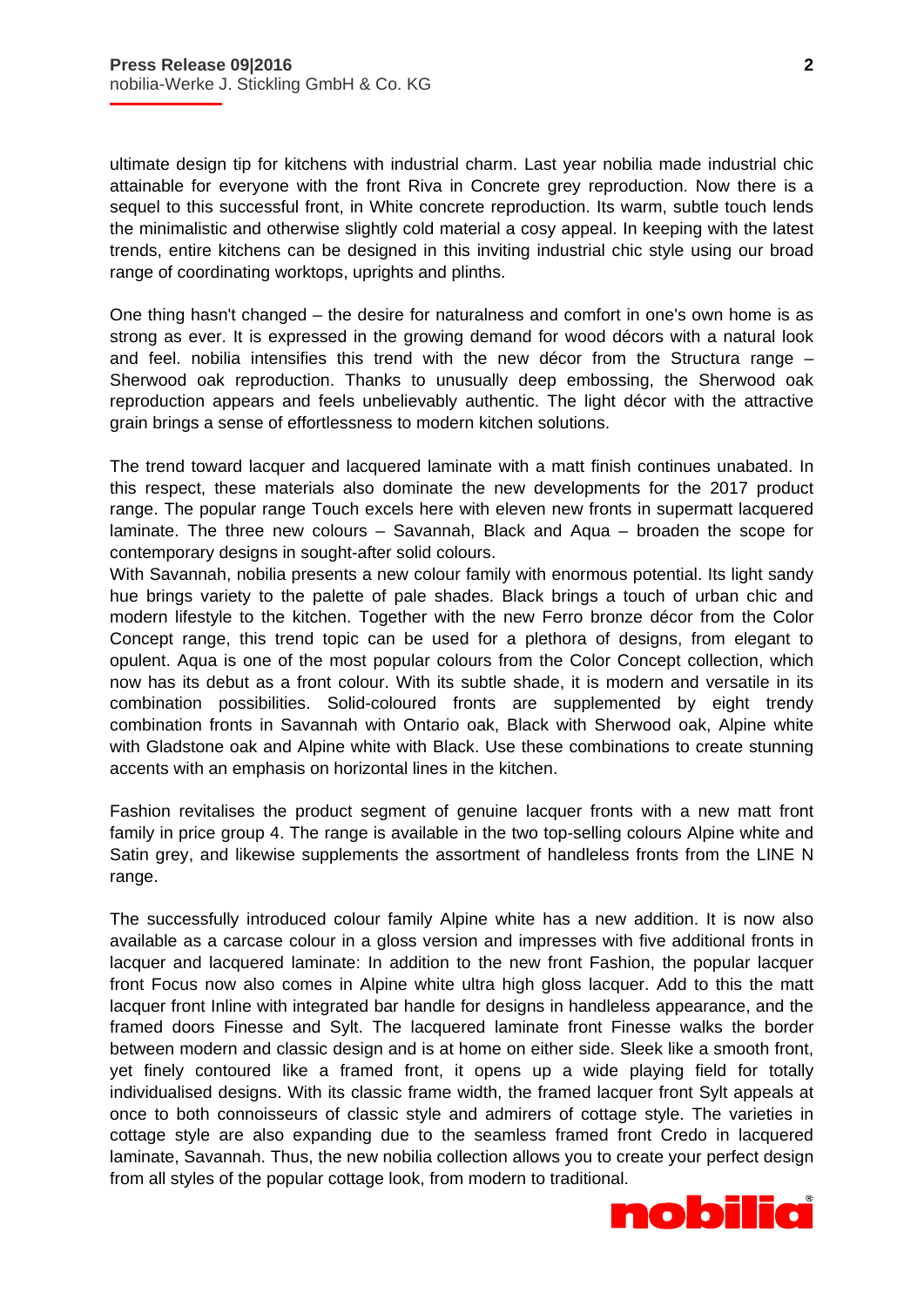ultimate design tip for kitchens with industrial charm. Last year nobilia made industrial chic attainable for everyone with the front Riva in Concrete grey reproduction. Now there is a sequel to this successful front, in White concrete reproduction. Its warm, subtle touch lends the minimalistic and otherwise slightly cold material a cosy appeal. In keeping with the latest trends, entire kitchens can be designed in this inviting industrial chic style using our broad range of coordinating worktops, uprights and plinths.

One thing hasn't changed – the desire for naturalness and comfort in one's own home is as strong as ever. It is expressed in the growing demand for wood décors with a natural look and feel. nobilia intensifies this trend with the new décor from the Structura range – Sherwood oak reproduction. Thanks to unusually deep embossing, the Sherwood oak reproduction appears and feels unbelievably authentic. The light décor with the attractive grain brings a sense of effortlessness to modern kitchen solutions.

The trend toward lacquer and lacquered laminate with a matt finish continues unabated. In this respect, these materials also dominate the new developments for the 2017 product range. The popular range Touch excels here with eleven new fronts in supermatt lacquered laminate. The three new colours – Savannah, Black and Aqua – broaden the scope for contemporary designs in sought-after solid colours.
With Savannah, nobilia presents a new colour family with enormous potential. Its light sandy hue brings variety to the palette of pale shades. Black brings a touch of urban chic and modern lifestyle to the kitchen. Together with the new Ferro bronze décor from the Color Concept range, this trend topic can be used for a plethora of designs, from elegant to opulent. Aqua is one of the most popular colours from the Color Concept collection, which now has its debut as a front colour. With its subtle shade, it is modern and versatile in its combination possibilities. Solid-coloured fronts are supplemented by eight trendy combination fronts in Savannah with Ontario oak, Black with Sherwood oak, Alpine white with Gladstone oak and Alpine white with Black. Use these combinations to create stunning accents with an emphasis on horizontal lines in the kitchen.

Fashion revitalises the product segment of genuine lacquer fronts with a new matt front family in price group 4. The range is available in the two top-selling colours Alpine white and Satin grey, and likewise supplements the assortment of handleless fronts from the LINE N range.

The successfully introduced colour family Alpine white has a new addition. It is now also available as a carcase colour in a gloss version and impresses with five additional fronts in lacquer and lacquered laminate: In addition to the new front Fashion, the popular lacquer front Focus now also comes in Alpine white ultra high gloss lacquer. Add to this the matt lacquer front Inline with integrated bar handle for designs in handleless appearance, and the framed doors Finesse and Sylt. The lacquered laminate front Finesse walks the border between modern and classic design and is at home on either side. Sleek like a smooth front, yet finely contoured like a framed front, it opens up a wide playing field for totally individualised designs. With its classic frame width, the framed lacquer front Sylt appeals at once to both connoisseurs of classic style and admirers of cottage style. The varieties in cottage style are also expanding due to the seamless framed front Credo in lacquered laminate, Savannah. Thus, the new nobilia collection allows you to create your perfect design from all styles of the popular cottage look, from modern to traditional.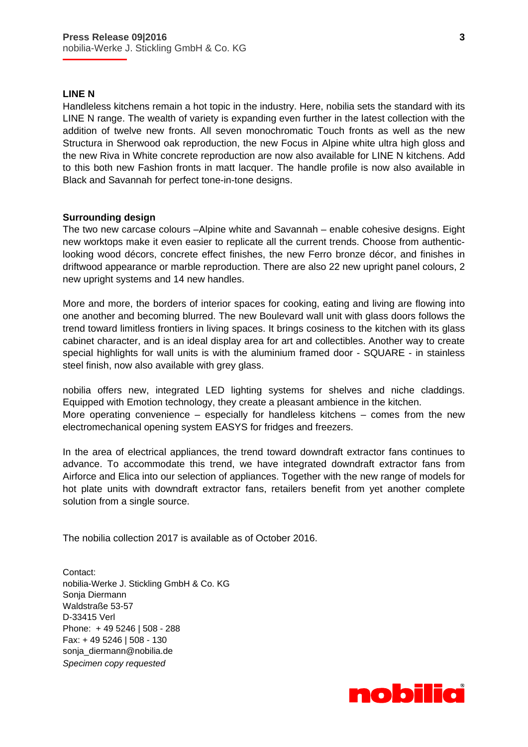## LINE N

Handleless kitchens remain a hot topic in the industry. Here, nobilia sets the standard with its LINE N range. The wealth of variety is expanding even further in the latest collection with the addition of twelve new fronts. All seven monochromatic Touch fronts as well as the new Structura in Sherwood oak reproduction, the new Focus in Alpine white ultra high gloss and the new Riva in White concrete reproduction are now also available for LINE N kitchens. Add to this both new Fashion fronts in matt lacquer. The handle profile is now also available in Black and Savannah for perfect tone-in-tone designs.

## Surrounding design

The two new carcase colours –Alpine white and Savannah – enable cohesive designs. Eight new worktops make it even easier to replicate all the current trends. Choose from authentic-looking wood décors, concrete effect finishes, the new Ferro bronze décor, and finishes in driftwood appearance or marble reproduction. There are also 22 new upright panel colours, 2 new upright systems and 14 new handles.

More and more, the borders of interior spaces for cooking, eating and living are flowing into one another and becoming blurred. The new Boulevard wall unit with glass doors follows the trend toward limitless frontiers in living spaces. It brings cosiness to the kitchen with its glass cabinet character, and is an ideal display area for art and collectibles. Another way to create special highlights for wall units is with the aluminium framed door - SQUARE - in stainless steel finish, now also available with grey glass.

nobilia offers new, integrated LED lighting systems for shelves and niche claddings. Equipped with Emotion technology, they create a pleasant ambience in the kitchen.
More operating convenience – especially for handleless kitchens – comes from the new electromechanical opening system EASYS for fridges and freezers.

In the area of electrical appliances, the trend toward downdraft extractor fans continues to advance. To accommodate this trend, we have integrated downdraft extractor fans from Airforce and Elica into our selection of appliances. Together with the new range of models for hot plate units with downdraft extractor fans, retailers benefit from yet another complete solution from a single source.

The nobilia collection 2017 is available as of October 2016.

Contact:
nobilia-Werke J. Stickling GmbH & Co. KG
Sonja Diermann
Waldstraße 53-57
D-33415 Verl
Phone: + 49 5246 | 508 - 288
Fax: + 49 5246 | 508 - 130
sonja_diermann@nobilia.de
*Specimen copy requested*